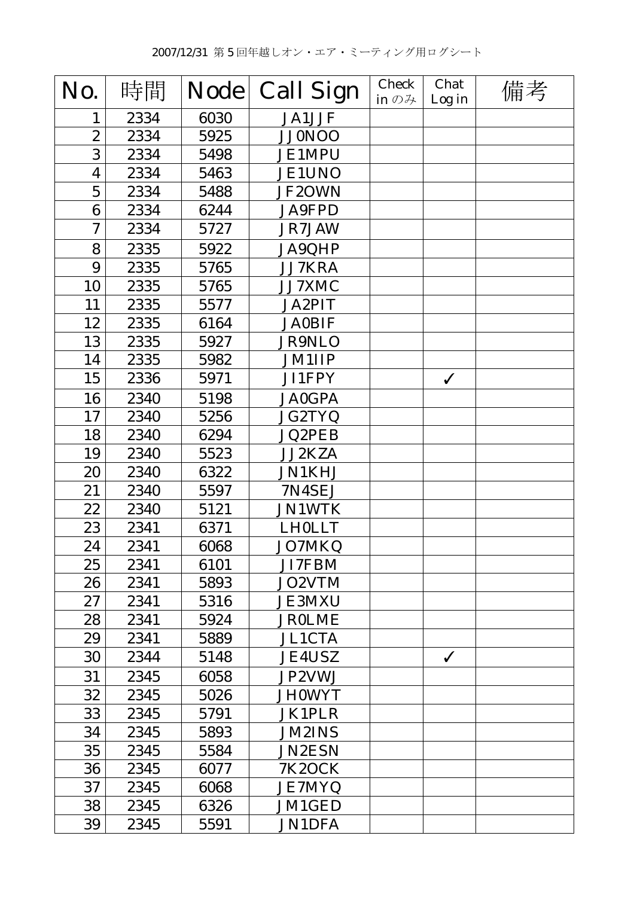2007/12/31 第５回年越しオン・エア・ミーティング用ログシート

| No. | 時間 | Node | Call Sign | Check in のみ | Chat Log in | 備考 |
|---|---|---|---|---|---|---|
| 1 | 2334 | 6030 | JA1JJF | | | |
| 2 | 2334 | 5925 | JJ0NOO | | | |
| 3 | 2334 | 5498 | JE1MPU | | | |
| 4 | 2334 | 5463 | JE1UNO | | | |
| 5 | 2334 | 5488 | JF2OWN | | | |
| 6 | 2334 | 6244 | JA9FPD | | | |
| 7 | 2334 | 5727 | JR7JAW | | | |
| 8 | 2335 | 5922 | JA9QHP | | | |
| 9 | 2335 | 5765 | JJ7KRA | | | |
| 10 | 2335 | 5765 | JJ7XMC | | | |
| 11 | 2335 | 5577 | JA2PIT | | | |
| 12 | 2335 | 6164 | JA0BIF | | | |
| 13 | 2335 | 5927 | JR9NLO | | | |
| 14 | 2335 | 5982 | JM1IIP | | | |
| 15 | 2336 | 5971 | JI1FPY | | ✓ | |
| 16 | 2340 | 5198 | JA0GPA | | | |
| 17 | 2340 | 5256 | JG2TYQ | | | |
| 18 | 2340 | 6294 | JQ2PEB | | | |
| 19 | 2340 | 5523 | JJ2KZA | | | |
| 20 | 2340 | 6322 | JN1KHJ | | | |
| 21 | 2340 | 5597 | 7N4SEJ | | | |
| 22 | 2340 | 5121 | JN1WTK | | | |
| 23 | 2341 | 6371 | LH0LLT | | | |
| 24 | 2341 | 6068 | JO7MKQ | | | |
| 25 | 2341 | 6101 | JI7FBM | | | |
| 26 | 2341 | 5893 | JO2VTM | | | |
| 27 | 2341 | 5316 | JE3MXU | | | |
| 28 | 2341 | 5924 | JR0LME | | | |
| 29 | 2341 | 5889 | JL1CTA | | | |
| 30 | 2344 | 5148 | JE4USZ | | ✓ | |
| 31 | 2345 | 6058 | JP2VWJ | | | |
| 32 | 2345 | 5026 | JH0WYT | | | |
| 33 | 2345 | 5791 | JK1PLR | | | |
| 34 | 2345 | 5893 | JM2INS | | | |
| 35 | 2345 | 5584 | JN2ESN | | | |
| 36 | 2345 | 6077 | 7K2OCK | | | |
| 37 | 2345 | 6068 | JE7MYQ | | | |
| 38 | 2345 | 6326 | JM1GED | | | |
| 39 | 2345 | 5591 | JN1DFA | | | |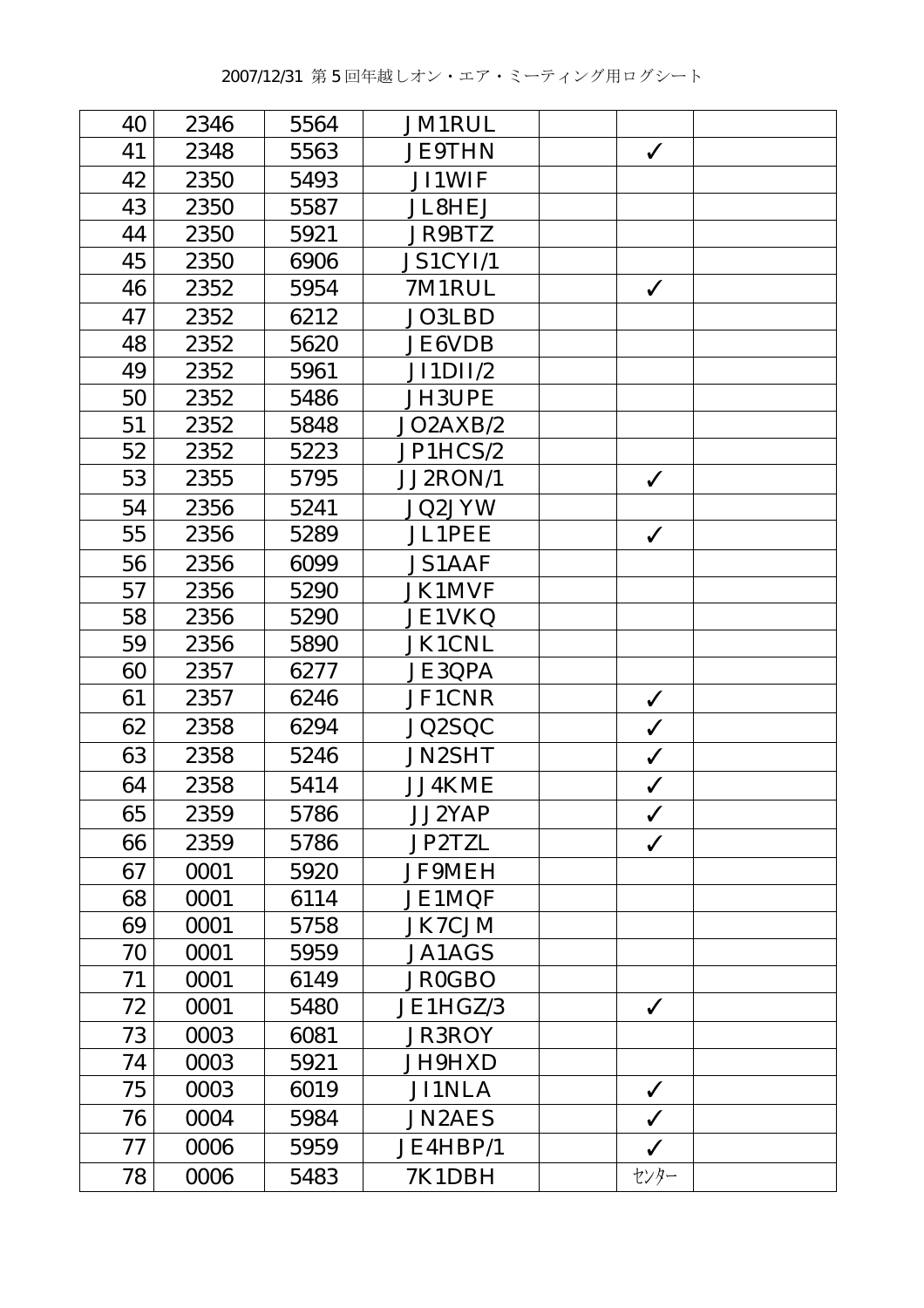| | | | | | | |
|---|---|---|---|---|---|---|
| 40 | 2346 | 5564 | JM1RUL | | | |
| 41 | 2348 | 5563 | JE9THN | | ✓ | |
| 42 | 2350 | 5493 | JI1WIF | | | |
| 43 | 2350 | 5587 | JL8HEJ | | | |
| 44 | 2350 | 5921 | JR9BTZ | | | |
| 45 | 2350 | 6906 | JS1CYI/1 | | | |
| 46 | 2352 | 5954 | 7M1RUL | | ✓ | |
| 47 | 2352 | 6212 | JO3LBD | | | |
| 48 | 2352 | 5620 | JE6VDB | | | |
| 49 | 2352 | 5961 | JI1DII/2 | | | |
| 50 | 2352 | 5486 | JH3UPE | | | |
| 51 | 2352 | 5848 | JO2AXB/2 | | | |
| 52 | 2352 | 5223 | JP1HCS/2 | | | |
| 53 | 2355 | 5795 | JJ2RON/1 | | ✓ | |
| 54 | 2356 | 5241 | JQ2JYW | | | |
| 55 | 2356 | 5289 | JL1PEE | | ✓ | |
| 56 | 2356 | 6099 | JS1AAF | | | |
| 57 | 2356 | 5290 | JK1MVF | | | |
| 58 | 2356 | 5290 | JE1VKQ | | | |
| 59 | 2356 | 5890 | JK1CNL | | | |
| 60 | 2357 | 6277 | JE3QPA | | | |
| 61 | 2357 | 6246 | JF1CNR | | ✓ | |
| 62 | 2358 | 6294 | JQ2SQC | | ✓ | |
| 63 | 2358 | 5246 | JN2SHT | | ✓ | |
| 64 | 2358 | 5414 | JJ4KME | | ✓ | |
| 65 | 2359 | 5786 | JJ2YAP | | ✓ | |
| 66 | 2359 | 5786 | JP2TZL | | ✓ | |
| 67 | 0001 | 5920 | JF9MEH | | | |
| 68 | 0001 | 6114 | JE1MQF | | | |
| 69 | 0001 | 5758 | JK7CJM | | | |
| 70 | 0001 | 5959 | JA1AGS | | | |
| 71 | 0001 | 6149 | JR0GBO | | | |
| 72 | 0001 | 5480 | JE1HGZ/3 | | ✓ | |
| 73 | 0003 | 6081 | JR3ROY | | | |
| 74 | 0003 | 5921 | JH9HXD | | | |
| 75 | 0003 | 6019 | JI1NLA | | ✓ | |
| 76 | 0004 | 5984 | JN2AES | | ✓ | |
| 77 | 0006 | 5959 | JE4HBP/1 | | ✓ | |
| 78 | 0006 | 5483 | 7K1DBH | | ｾﾝﾀｰ | |